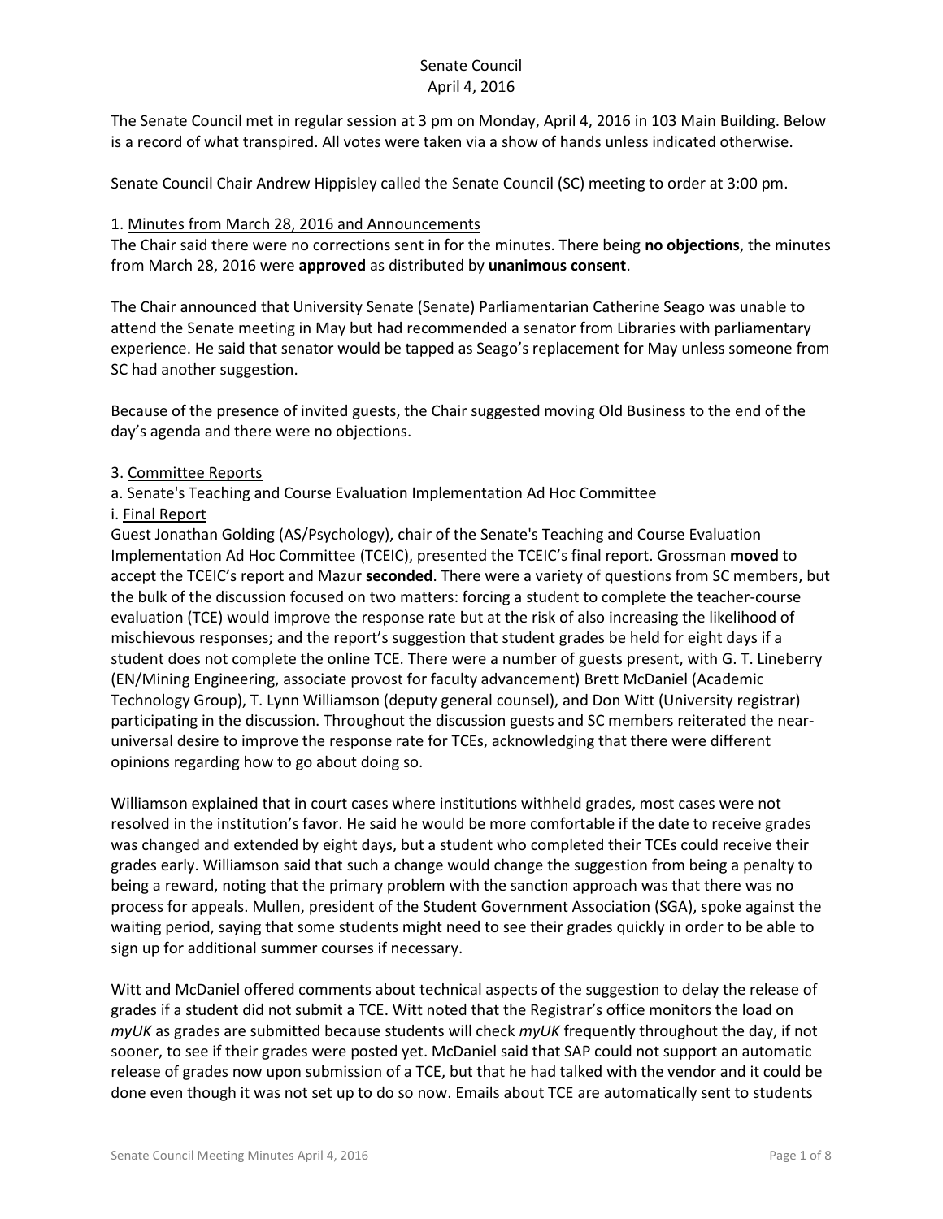# Senate Council
## April 4, 2016

The Senate Council met in regular session at 3 pm on Monday, April 4, 2016 in 103 Main Building. Below is a record of what transpired. All votes were taken via a show of hands unless indicated otherwise.

Senate Council Chair Andrew Hippisley called the Senate Council (SC) meeting to order at 3:00 pm.

1. Minutes from March 28, 2016 and Announcements

The Chair said there were no corrections sent in for the minutes. There being **no objections**, the minutes from March 28, 2016 were **approved** as distributed by **unanimous consent**.

The Chair announced that University Senate (Senate) Parliamentarian Catherine Seago was unable to attend the Senate meeting in May but had recommended a senator from Libraries with parliamentary experience. He said that senator would be tapped as Seago's replacement for May unless someone from SC had another suggestion.

Because of the presence of invited guests, the Chair suggested moving Old Business to the end of the day's agenda and there were no objections.

3. Committee Reports

a. Senate's Teaching and Course Evaluation Implementation Ad Hoc Committee

i. Final Report

Guest Jonathan Golding (AS/Psychology), chair of the Senate's Teaching and Course Evaluation Implementation Ad Hoc Committee (TCEIC), presented the TCEIC's final report. Grossman **moved** to accept the TCEIC's report and Mazur **seconded**. There were a variety of questions from SC members, but the bulk of the discussion focused on two matters: forcing a student to complete the teacher-course evaluation (TCE) would improve the response rate but at the risk of also increasing the likelihood of mischievous responses; and the report's suggestion that student grades be held for eight days if a student does not complete the online TCE. There were a number of guests present, with G. T. Lineberry (EN/Mining Engineering, associate provost for faculty advancement) Brett McDaniel (Academic Technology Group), T. Lynn Williamson (deputy general counsel), and Don Witt (University registrar) participating in the discussion. Throughout the discussion guests and SC members reiterated the near-universal desire to improve the response rate for TCEs, acknowledging that there were different opinions regarding how to go about doing so.

Williamson explained that in court cases where institutions withheld grades, most cases were not resolved in the institution's favor. He said he would be more comfortable if the date to receive grades was changed and extended by eight days, but a student who completed their TCEs could receive their grades early. Williamson said that such a change would change the suggestion from being a penalty to being a reward, noting that the primary problem with the sanction approach was that there was no process for appeals. Mullen, president of the Student Government Association (SGA), spoke against the waiting period, saying that some students might need to see their grades quickly in order to be able to sign up for additional summer courses if necessary.

Witt and McDaniel offered comments about technical aspects of the suggestion to delay the release of grades if a student did not submit a TCE. Witt noted that the Registrar's office monitors the load on *myUK* as grades are submitted because students will check *myUK* frequently throughout the day, if not sooner, to see if their grades were posted yet. McDaniel said that SAP could not support an automatic release of grades now upon submission of a TCE, but that he had talked with the vendor and it could be done even though it was not set up to do so now. Emails about TCE are automatically sent to students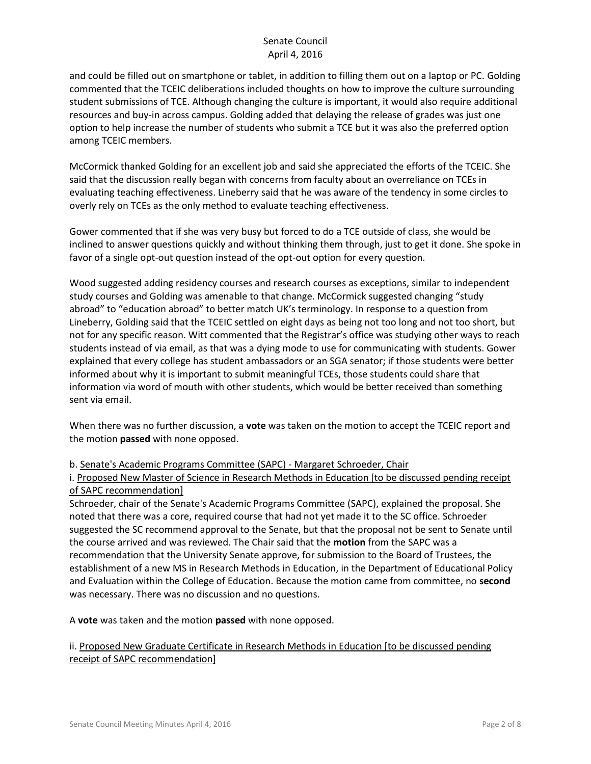and could be filled out on smartphone or tablet, in addition to filling them out on a laptop or PC. Golding commented that the TCEIC deliberations included thoughts on how to improve the culture surrounding student submissions of TCE. Although changing the culture is important, it would also require additional resources and buy-in across campus. Golding added that delaying the release of grades was just one option to help increase the number of students who submit a TCE but it was also the preferred option among TCEIC members.

McCormick thanked Golding for an excellent job and said she appreciated the efforts of the TCEIC. She said that the discussion really began with concerns from faculty about an overreliance on TCEs in evaluating teaching effectiveness. Lineberry said that he was aware of the tendency in some circles to overly rely on TCEs as the only method to evaluate teaching effectiveness.

Gower commented that if she was very busy but forced to do a TCE outside of class, she would be inclined to answer questions quickly and without thinking them through, just to get it done. She spoke in favor of a single opt-out question instead of the opt-out option for every question.

Wood suggested adding residency courses and research courses as exceptions, similar to independent study courses and Golding was amenable to that change. McCormick suggested changing "study abroad" to "education abroad" to better match UK's terminology. In response to a question from Lineberry, Golding said that the TCEIC settled on eight days as being not too long and not too short, but not for any specific reason. Witt commented that the Registrar's office was studying other ways to reach students instead of via email, as that was a dying mode to use for communicating with students. Gower explained that every college has student ambassadors or an SGA senator; if those students were better informed about why it is important to submit meaningful TCEs, those students could share that information via word of mouth with other students, which would be better received than something sent via email.

When there was no further discussion, a **vote** was taken on the motion to accept the TCEIC report and the motion **passed** with none opposed.

b. Senate's Academic Programs Committee (SAPC) - Margaret Schroeder, Chair

i. Proposed New Master of Science in Research Methods in Education [to be discussed pending receipt of SAPC recommendation]

Schroeder, chair of the Senate's Academic Programs Committee (SAPC), explained the proposal. She noted that there was a core, required course that had not yet made it to the SC office. Schroeder suggested the SC recommend approval to the Senate, but that the proposal not be sent to Senate until the course arrived and was reviewed. The Chair said that the **motion** from the SAPC was a recommendation that the University Senate approve, for submission to the Board of Trustees, the establishment of a new MS in Research Methods in Education, in the Department of Educational Policy and Evaluation within the College of Education. Because the motion came from committee, no **second** was necessary. There was no discussion and no questions.

A **vote** was taken and the motion **passed** with none opposed.

ii. Proposed New Graduate Certificate in Research Methods in Education [to be discussed pending receipt of SAPC recommendation]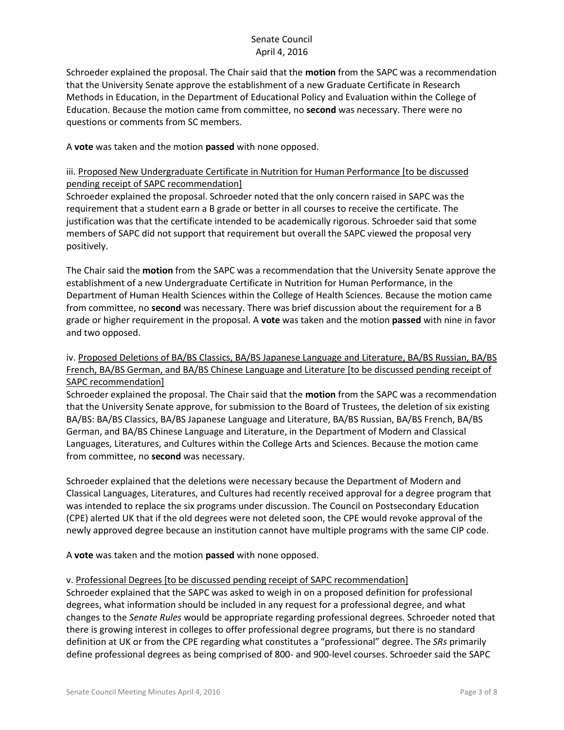Schroeder explained the proposal. The Chair said that the **motion** from the SAPC was a recommendation that the University Senate approve the establishment of a new Graduate Certificate in Research Methods in Education, in the Department of Educational Policy and Evaluation within the College of Education. Because the motion came from committee, no **second** was necessary. There were no questions or comments from SC members.

A **vote** was taken and the motion **passed** with none opposed.

iii. <u>Proposed New Undergraduate Certificate in Nutrition for Human Performance [to be discussed pending receipt of SAPC recommendation]</u>

Schroeder explained the proposal. Schroeder noted that the only concern raised in SAPC was the requirement that a student earn a B grade or better in all courses to receive the certificate. The justification was that the certificate intended to be academically rigorous. Schroeder said that some members of SAPC did not support that requirement but overall the SAPC viewed the proposal very positively.

The Chair said the **motion** from the SAPC was a recommendation that the University Senate approve the establishment of a new Undergraduate Certificate in Nutrition for Human Performance, in the Department of Human Health Sciences within the College of Health Sciences. Because the motion came from committee, no **second** was necessary. There was brief discussion about the requirement for a B grade or higher requirement in the proposal. A **vote** was taken and the motion **passed** with nine in favor and two opposed.

iv. <u>Proposed Deletions of BA/BS Classics, BA/BS Japanese Language and Literature, BA/BS Russian, BA/BS French, BA/BS German, and BA/BS Chinese Language and Literature [to be discussed pending receipt of SAPC recommendation]</u>

Schroeder explained the proposal. The Chair said that the **motion** from the SAPC was a recommendation that the University Senate approve, for submission to the Board of Trustees, the deletion of six existing BA/BS: BA/BS Classics, BA/BS Japanese Language and Literature, BA/BS Russian, BA/BS French, BA/BS German, and BA/BS Chinese Language and Literature, in the Department of Modern and Classical Languages, Literatures, and Cultures within the College Arts and Sciences. Because the motion came from committee, no **second** was necessary.

Schroeder explained that the deletions were necessary because the Department of Modern and Classical Languages, Literatures, and Cultures had recently received approval for a degree program that was intended to replace the six programs under discussion. The Council on Postsecondary Education (CPE) alerted UK that if the old degrees were not deleted soon, the CPE would revoke approval of the newly approved degree because an institution cannot have multiple programs with the same CIP code.

A **vote** was taken and the motion **passed** with none opposed.

v. <u>Professional Degrees [to be discussed pending receipt of SAPC recommendation]</u>

Schroeder explained that the SAPC was asked to weigh in on a proposed definition for professional degrees, what information should be included in any request for a professional degree, and what changes to the *Senate Rules* would be appropriate regarding professional degrees. Schroeder noted that there is growing interest in colleges to offer professional degree programs, but there is no standard definition at UK or from the CPE regarding what constitutes a "professional" degree. The *SRs* primarily define professional degrees as being comprised of 800- and 900-level courses. Schroeder said the SAPC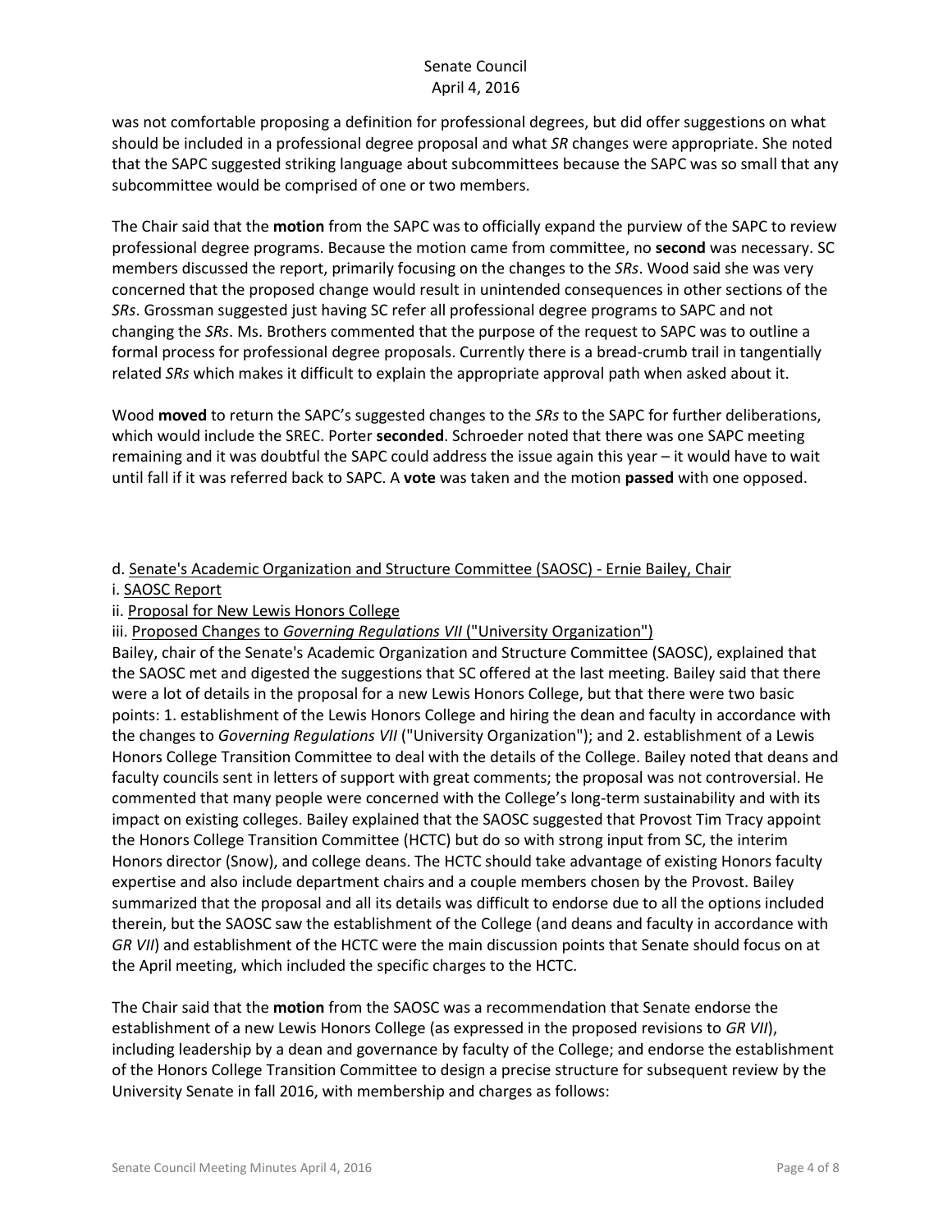was not comfortable proposing a definition for professional degrees, but did offer suggestions on what should be included in a professional degree proposal and what *SR* changes were appropriate. She noted that the SAPC suggested striking language about subcommittees because the SAPC was so small that any subcommittee would be comprised of one or two members.

The Chair said that the **motion** from the SAPC was to officially expand the purview of the SAPC to review professional degree programs. Because the motion came from committee, no **second** was necessary. SC members discussed the report, primarily focusing on the changes to the *SRs*. Wood said she was very concerned that the proposed change would result in unintended consequences in other sections of the *SRs*. Grossman suggested just having SC refer all professional degree programs to SAPC and not changing the *SRs*. Ms. Brothers commented that the purpose of the request to SAPC was to outline a formal process for professional degree proposals. Currently there is a bread-crumb trail in tangentially related *SRs* which makes it difficult to explain the appropriate approval path when asked about it.

Wood **moved** to return the SAPC's suggested changes to the *SRs* to the SAPC for further deliberations, which would include the SREC. Porter **seconded**. Schroeder noted that there was one SAPC meeting remaining and it was doubtful the SAPC could address the issue again this year – it would have to wait until fall if it was referred back to SAPC. A **vote** was taken and the motion **passed** with one opposed.

d. Senate's Academic Organization and Structure Committee (SAOSC) - Ernie Bailey, Chair

i. SAOSC Report

ii. Proposal for New Lewis Honors College

iii. Proposed Changes to *Governing Regulations VII* ("University Organization")

Bailey, chair of the Senate's Academic Organization and Structure Committee (SAOSC), explained that the SAOSC met and digested the suggestions that SC offered at the last meeting. Bailey said that there were a lot of details in the proposal for a new Lewis Honors College, but that there were two basic points: 1. establishment of the Lewis Honors College and hiring the dean and faculty in accordance with the changes to *Governing Regulations VII* ("University Organization"); and 2. establishment of a Lewis Honors College Transition Committee to deal with the details of the College. Bailey noted that deans and faculty councils sent in letters of support with great comments; the proposal was not controversial. He commented that many people were concerned with the College's long-term sustainability and with its impact on existing colleges. Bailey explained that the SAOSC suggested that Provost Tim Tracy appoint the Honors College Transition Committee (HCTC) but do so with strong input from SC, the interim Honors director (Snow), and college deans. The HCTC should take advantage of existing Honors faculty expertise and also include department chairs and a couple members chosen by the Provost. Bailey summarized that the proposal and all its details was difficult to endorse due to all the options included therein, but the SAOSC saw the establishment of the College (and deans and faculty in accordance with *GR VII*) and establishment of the HCTC were the main discussion points that Senate should focus on at the April meeting, which included the specific charges to the HCTC.

The Chair said that the **motion** from the SAOSC was a recommendation that Senate endorse the establishment of a new Lewis Honors College (as expressed in the proposed revisions to *GR VII*), including leadership by a dean and governance by faculty of the College; and endorse the establishment of the Honors College Transition Committee to design a precise structure for subsequent review by the University Senate in fall 2016, with membership and charges as follows: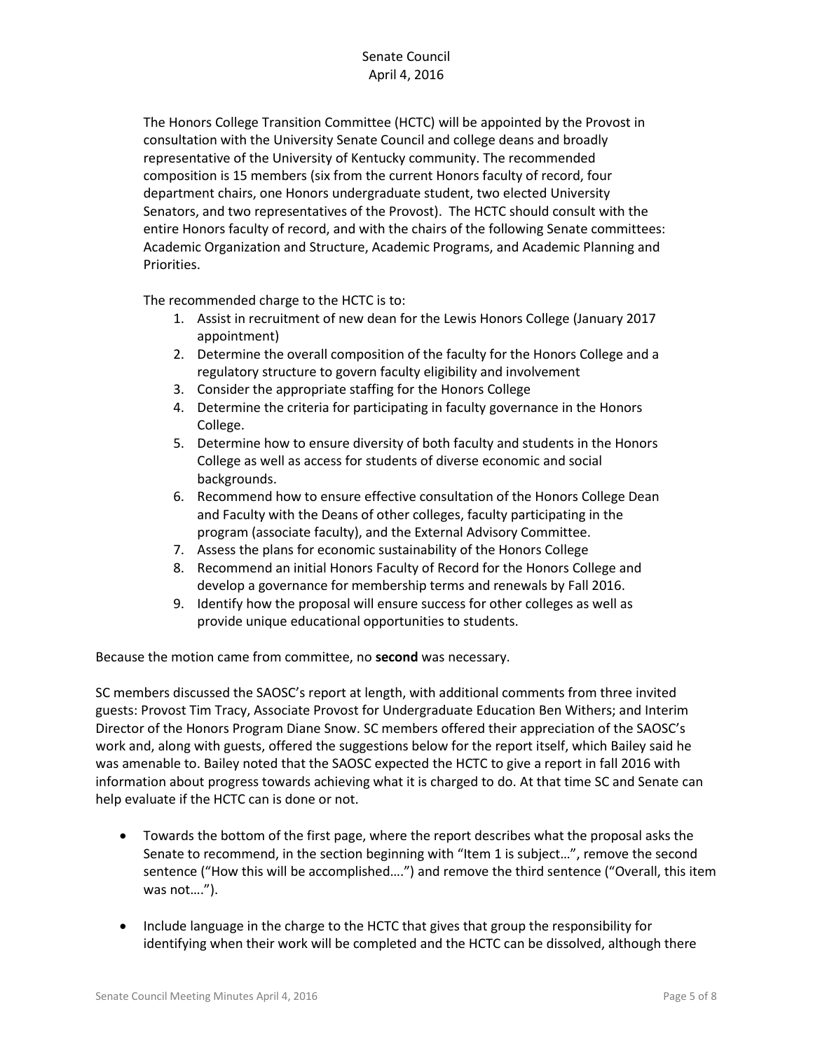The Honors College Transition Committee (HCTC) will be appointed by the Provost in consultation with the University Senate Council and college deans and broadly representative of the University of Kentucky community. The recommended composition is 15 members (six from the current Honors faculty of record, four department chairs, one Honors undergraduate student, two elected University Senators, and two representatives of the Provost). The HCTC should consult with the entire Honors faculty of record, and with the chairs of the following Senate committees: Academic Organization and Structure, Academic Programs, and Academic Planning and Priorities.

The recommended charge to the HCTC is to:

1. Assist in recruitment of new dean for the Lewis Honors College (January 2017 appointment)
2. Determine the overall composition of the faculty for the Honors College and a regulatory structure to govern faculty eligibility and involvement
3. Consider the appropriate staffing for the Honors College
4. Determine the criteria for participating in faculty governance in the Honors College.
5. Determine how to ensure diversity of both faculty and students in the Honors College as well as access for students of diverse economic and social backgrounds.
6. Recommend how to ensure effective consultation of the Honors College Dean and Faculty with the Deans of other colleges, faculty participating in the program (associate faculty), and the External Advisory Committee.
7. Assess the plans for economic sustainability of the Honors College
8. Recommend an initial Honors Faculty of Record for the Honors College and develop a governance for membership terms and renewals by Fall 2016.
9. Identify how the proposal will ensure success for other colleges as well as provide unique educational opportunities to students.

Because the motion came from committee, no **second** was necessary.

SC members discussed the SAOSC's report at length, with additional comments from three invited guests: Provost Tim Tracy, Associate Provost for Undergraduate Education Ben Withers; and Interim Director of the Honors Program Diane Snow. SC members offered their appreciation of the SAOSC's work and, along with guests, offered the suggestions below for the report itself, which Bailey said he was amenable to. Bailey noted that the SAOSC expected the HCTC to give a report in fall 2016 with information about progress towards achieving what it is charged to do. At that time SC and Senate can help evaluate if the HCTC can is done or not.

- Towards the bottom of the first page, where the report describes what the proposal asks the Senate to recommend, in the section beginning with "Item 1 is subject…", remove the second sentence ("How this will be accomplished….") and remove the third sentence ("Overall, this item was not….").

- Include language in the charge to the HCTC that gives that group the responsibility for identifying when their work will be completed and the HCTC can be dissolved, although there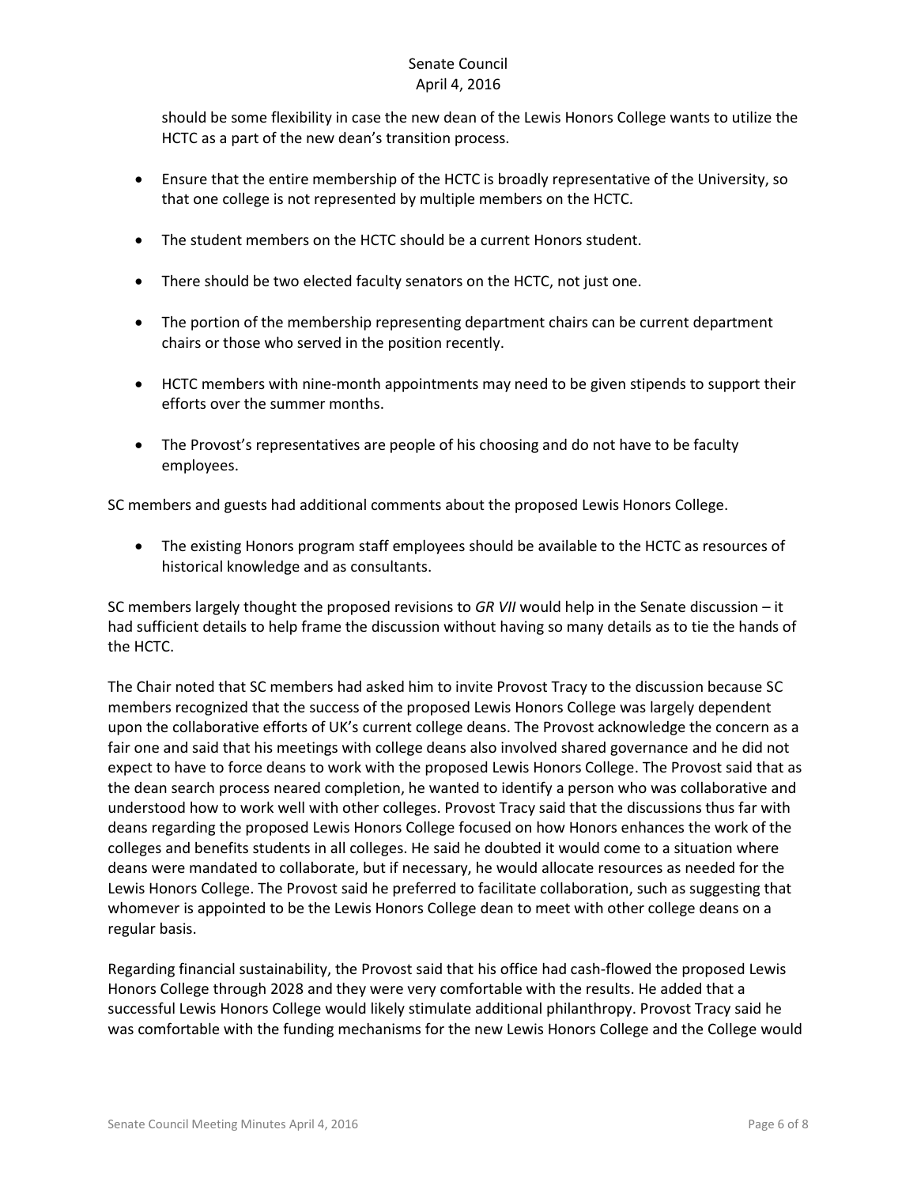should be some flexibility in case the new dean of the Lewis Honors College wants to utilize the HCTC as a part of the new dean's transition process.

- Ensure that the entire membership of the HCTC is broadly representative of the University, so that one college is not represented by multiple members on the HCTC.
- The student members on the HCTC should be a current Honors student.
- There should be two elected faculty senators on the HCTC, not just one.
- The portion of the membership representing department chairs can be current department chairs or those who served in the position recently.
- HCTC members with nine-month appointments may need to be given stipends to support their efforts over the summer months.
- The Provost's representatives are people of his choosing and do not have to be faculty employees.

SC members and guests had additional comments about the proposed Lewis Honors College.

- The existing Honors program staff employees should be available to the HCTC as resources of historical knowledge and as consultants.

SC members largely thought the proposed revisions to *GR VII* would help in the Senate discussion – it had sufficient details to help frame the discussion without having so many details as to tie the hands of the HCTC.

The Chair noted that SC members had asked him to invite Provost Tracy to the discussion because SC members recognized that the success of the proposed Lewis Honors College was largely dependent upon the collaborative efforts of UK's current college deans. The Provost acknowledge the concern as a fair one and said that his meetings with college deans also involved shared governance and he did not expect to have to force deans to work with the proposed Lewis Honors College. The Provost said that as the dean search process neared completion, he wanted to identify a person who was collaborative and understood how to work well with other colleges. Provost Tracy said that the discussions thus far with deans regarding the proposed Lewis Honors College focused on how Honors enhances the work of the colleges and benefits students in all colleges. He said he doubted it would come to a situation where deans were mandated to collaborate, but if necessary, he would allocate resources as needed for the Lewis Honors College. The Provost said he preferred to facilitate collaboration, such as suggesting that whomever is appointed to be the Lewis Honors College dean to meet with other college deans on a regular basis.

Regarding financial sustainability, the Provost said that his office had cash-flowed the proposed Lewis Honors College through 2028 and they were very comfortable with the results. He added that a successful Lewis Honors College would likely stimulate additional philanthropy. Provost Tracy said he was comfortable with the funding mechanisms for the new Lewis Honors College and the College would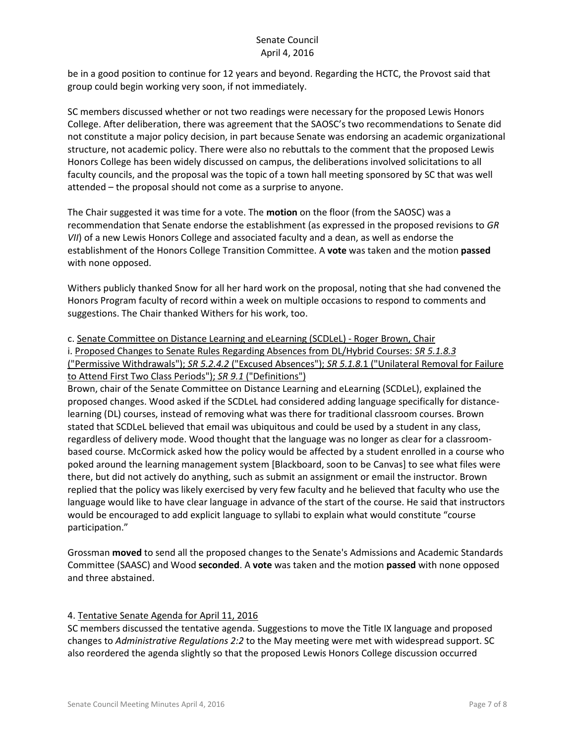be in a good position to continue for 12 years and beyond. Regarding the HCTC, the Provost said that group could begin working very soon, if not immediately.

SC members discussed whether or not two readings were necessary for the proposed Lewis Honors College. After deliberation, there was agreement that the SAOSC's two recommendations to Senate did not constitute a major policy decision, in part because Senate was endorsing an academic organizational structure, not academic policy. There were also no rebuttals to the comment that the proposed Lewis Honors College has been widely discussed on campus, the deliberations involved solicitations to all faculty councils, and the proposal was the topic of a town hall meeting sponsored by SC that was well attended – the proposal should not come as a surprise to anyone.

The Chair suggested it was time for a vote. The **motion** on the floor (from the SAOSC) was a recommendation that Senate endorse the establishment (as expressed in the proposed revisions to *GR VII*) of a new Lewis Honors College and associated faculty and a dean, as well as endorse the establishment of the Honors College Transition Committee. A **vote** was taken and the motion **passed** with none opposed.

Withers publicly thanked Snow for all her hard work on the proposal, noting that she had convened the Honors Program faculty of record within a week on multiple occasions to respond to comments and suggestions. The Chair thanked Withers for his work, too.

c. Senate Committee on Distance Learning and eLearning (SCDLeL) - Roger Brown, Chair

i. Proposed Changes to Senate Rules Regarding Absences from DL/Hybrid Courses: *SR 5.1.8.3* ("Permissive Withdrawals"); *SR 5.2.4.2* ("Excused Absences"); *SR 5.1.8.*1 ("Unilateral Removal for Failure to Attend First Two Class Periods"); *SR 9.1* ("Definitions")

Brown, chair of the Senate Committee on Distance Learning and eLearning (SCDLeL), explained the proposed changes. Wood asked if the SCDLeL had considered adding language specifically for distance-learning (DL) courses, instead of removing what was there for traditional classroom courses. Brown stated that SCDLeL believed that email was ubiquitous and could be used by a student in any class, regardless of delivery mode. Wood thought that the language was no longer as clear for a classroom-based course. McCormick asked how the policy would be affected by a student enrolled in a course who poked around the learning management system [Blackboard, soon to be Canvas] to see what files were there, but did not actively do anything, such as submit an assignment or email the instructor. Brown replied that the policy was likely exercised by very few faculty and he believed that faculty who use the language would like to have clear language in advance of the start of the course. He said that instructors would be encouraged to add explicit language to syllabi to explain what would constitute "course participation."

Grossman **moved** to send all the proposed changes to the Senate's Admissions and Academic Standards Committee (SAASC) and Wood **seconded**. A **vote** was taken and the motion **passed** with none opposed and three abstained.

4. Tentative Senate Agenda for April 11, 2016

SC members discussed the tentative agenda. Suggestions to move the Title IX language and proposed changes to *Administrative Regulations 2:2* to the May meeting were met with widespread support. SC also reordered the agenda slightly so that the proposed Lewis Honors College discussion occurred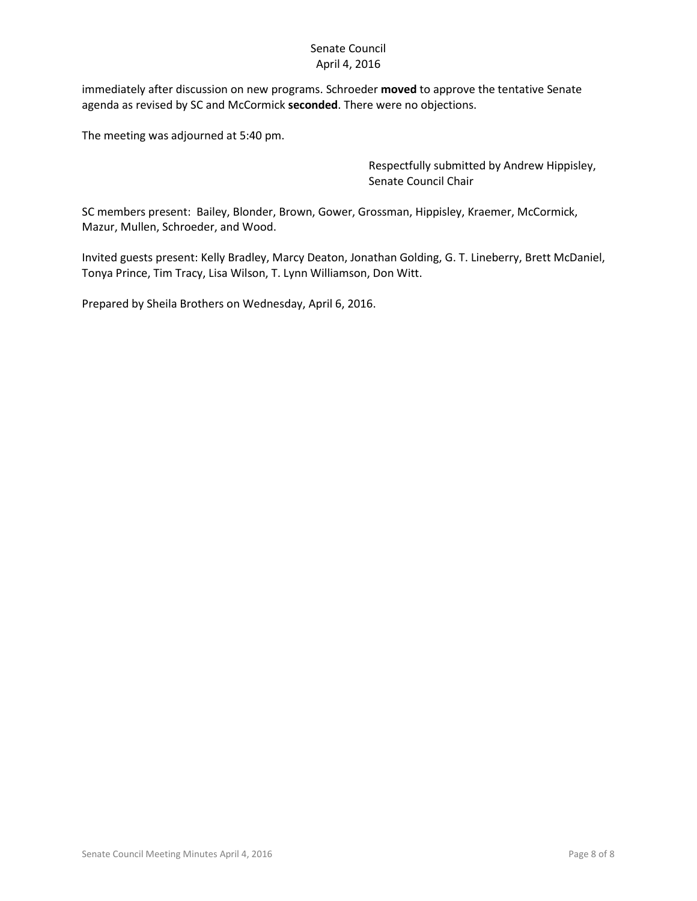immediately after discussion on new programs. Schroeder **moved** to approve the tentative Senate agenda as revised by SC and McCormick **seconded**. There were no objections.

The meeting was adjourned at 5:40 pm.

Respectfully submitted by Andrew Hippisley,
Senate Council Chair

SC members present: Bailey, Blonder, Brown, Gower, Grossman, Hippisley, Kraemer, McCormick, Mazur, Mullen, Schroeder, and Wood.

Invited guests present: Kelly Bradley, Marcy Deaton, Jonathan Golding, G. T. Lineberry, Brett McDaniel, Tonya Prince, Tim Tracy, Lisa Wilson, T. Lynn Williamson, Don Witt.

Prepared by Sheila Brothers on Wednesday, April 6, 2016.